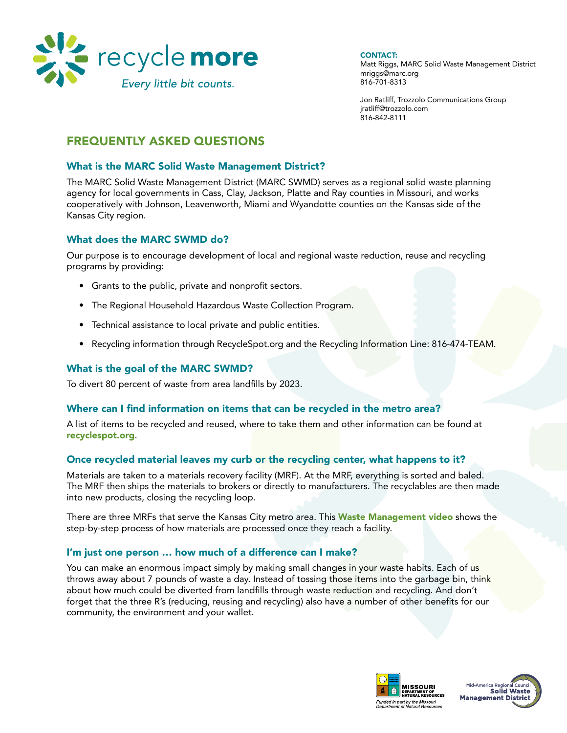recycle **more**

*Every little bit counts.*

**CONTACT:**
Matt Riggs, MARC Solid Waste Management District
mriggs@marc.org
816-701-8313

Jon Ratliff, Trozzolo Communications Group
jratliff@trozzolo.com
816-842-8111

## FREQUENTLY ASKED QUESTIONS

### What is the MARC Solid Waste Management District?

The MARC Solid Waste Management District (MARC SWMD) serves as a regional solid waste planning agency for local governments in Cass, Clay, Jackson, Platte and Ray counties in Missouri, and works cooperatively with Johnson, Leavenworth, Miami and Wyandotte counties on the Kansas side of the Kansas City region.

### What does the MARC SWMD do?

Our purpose is to encourage development of local and regional waste reduction, reuse and recycling programs by providing:

- Grants to the public, private and nonprofit sectors.
- The Regional Household Hazardous Waste Collection Program.
- Technical assistance to local private and public entities.
- Recycling information through RecycleSpot.org and the Recycling Information Line: 816-474-TEAM.

### What is the goal of the MARC SWMD?

To divert 80 percent of waste from area landfills by 2023.

### Where can I find information on items that can be recycled in the metro area?

A list of items to be recycled and reused, where to take them and other information can be found at **recyclespot.org**.

### Once recycled material leaves my curb or the recycling center, what happens to it?

Materials are taken to a materials recovery facility (MRF). At the MRF, everything is sorted and baled. The MRF then ships the materials to brokers or directly to manufacturers. The recyclables are then made into new products, closing the recycling loop.

There are three MRFs that serve the Kansas City metro area. This **Waste Management video** shows the step-by-step process of how materials are processed once they reach a facility.

### I'm just one person … how much of a difference can I make?

You can make an enormous impact simply by making small changes in your waste habits. Each of us throws away about 7 pounds of waste a day. Instead of tossing those items into the garbage bin, think about how much could be diverted from landfills through waste reduction and recycling. And don't forget that the three R's (reducing, reusing and recycling) also have a number of other benefits for our community, the environment and your wallet.

*Funded in part by the Missouri Department of Natural Resources*

Mid-America Regional Council Solid Waste Management District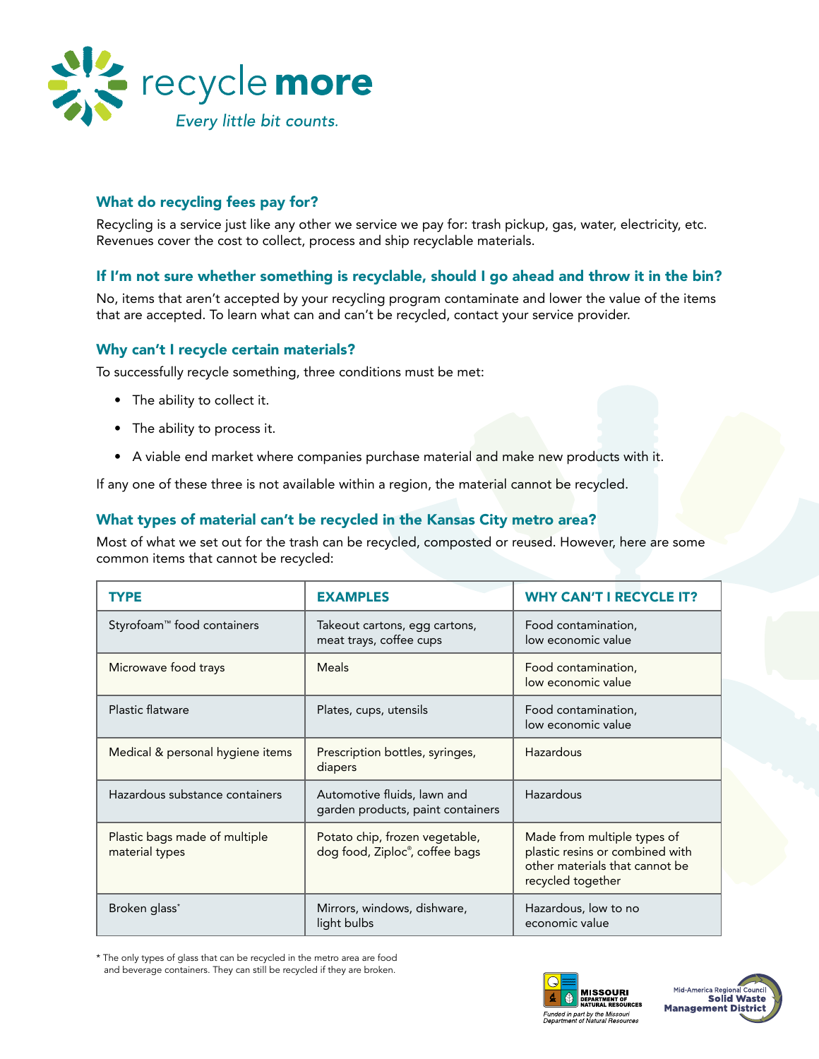# recycle more

*Every little bit counts.*

### What do recycling fees pay for?

Recycling is a service just like any other we service we pay for: trash pickup, gas, water, electricity, etc. Revenues cover the cost to collect, process and ship recyclable materials.

### If I'm not sure whether something is recyclable, should I go ahead and throw it in the bin?

No, items that aren't accepted by your recycling program contaminate and lower the value of the items that are accepted. To learn what can and can't be recycled, contact your service provider.

### Why can't I recycle certain materials?

To successfully recycle something, three conditions must be met:

- The ability to collect it.
- The ability to process it.
- A viable end market where companies purchase material and make new products with it.

If any one of these three is not available within a region, the material cannot be recycled.

### What types of material can't be recycled in the Kansas City metro area?

Most of what we set out for the trash can be recycled, composted or reused. However, here are some common items that cannot be recycled:

| TYPE | EXAMPLES | WHY CAN'T I RECYCLE IT? |
|---|---|---|
| Styrofoam™ food containers | Takeout cartons, egg cartons, meat trays, coffee cups | Food contamination, low economic value |
| Microwave food trays | Meals | Food contamination, low economic value |
| Plastic flatware | Plates, cups, utensils | Food contamination, low economic value |
| Medical & personal hygiene items | Prescription bottles, syringes, diapers | Hazardous |
| Hazardous substance containers | Automotive fluids, lawn and garden products, paint containers | Hazardous |
| Plastic bags made of multiple material types | Potato chip, frozen vegetable, dog food, Ziploc®, coffee bags | Made from multiple types of plastic resins or combined with other materials that cannot be recycled together |
| Broken glass* | Mirrors, windows, dishware, light bulbs | Hazardous, low to no economic value |

\* The only types of glass that can be recycled in the metro area are food and beverage containers. They can still be recycled if they are broken.

Missouri Department of Natural Resources — Funded in part by the Missouri Department of Natural Resources

Mid-America Regional Council Solid Waste Management District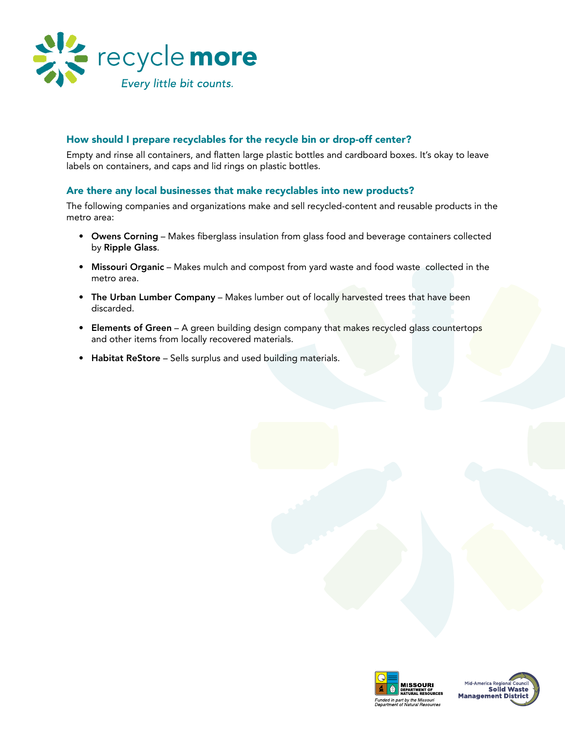recycle **more**

*Every little bit counts.*

### How should I prepare recyclables for the recycle bin or drop-off center?

Empty and rinse all containers, and flatten large plastic bottles and cardboard boxes. It's okay to leave labels on containers, and caps and lid rings on plastic bottles.

### Are there any local businesses that make recyclables into new products?

The following companies and organizations make and sell recycled-content and reusable products in the metro area:

- **Owens Corning** – Makes fiberglass insulation from glass food and beverage containers collected by **Ripple Glass**.
- **Missouri Organic** – Makes mulch and compost from yard waste and food waste collected in the metro area.
- **The Urban Lumber Company** – Makes lumber out of locally harvested trees that have been discarded.
- **Elements of Green** – A green building design company that makes recycled glass countertops and other items from locally recovered materials.
- **Habitat ReStore** – Sells surplus and used building materials.

MISSOURI DEPARTMENT OF NATURAL RESOURCES

*Funded in part by the Missouri Department of Natural Resources*

Mid-America Regional Council **Solid Waste Management District**